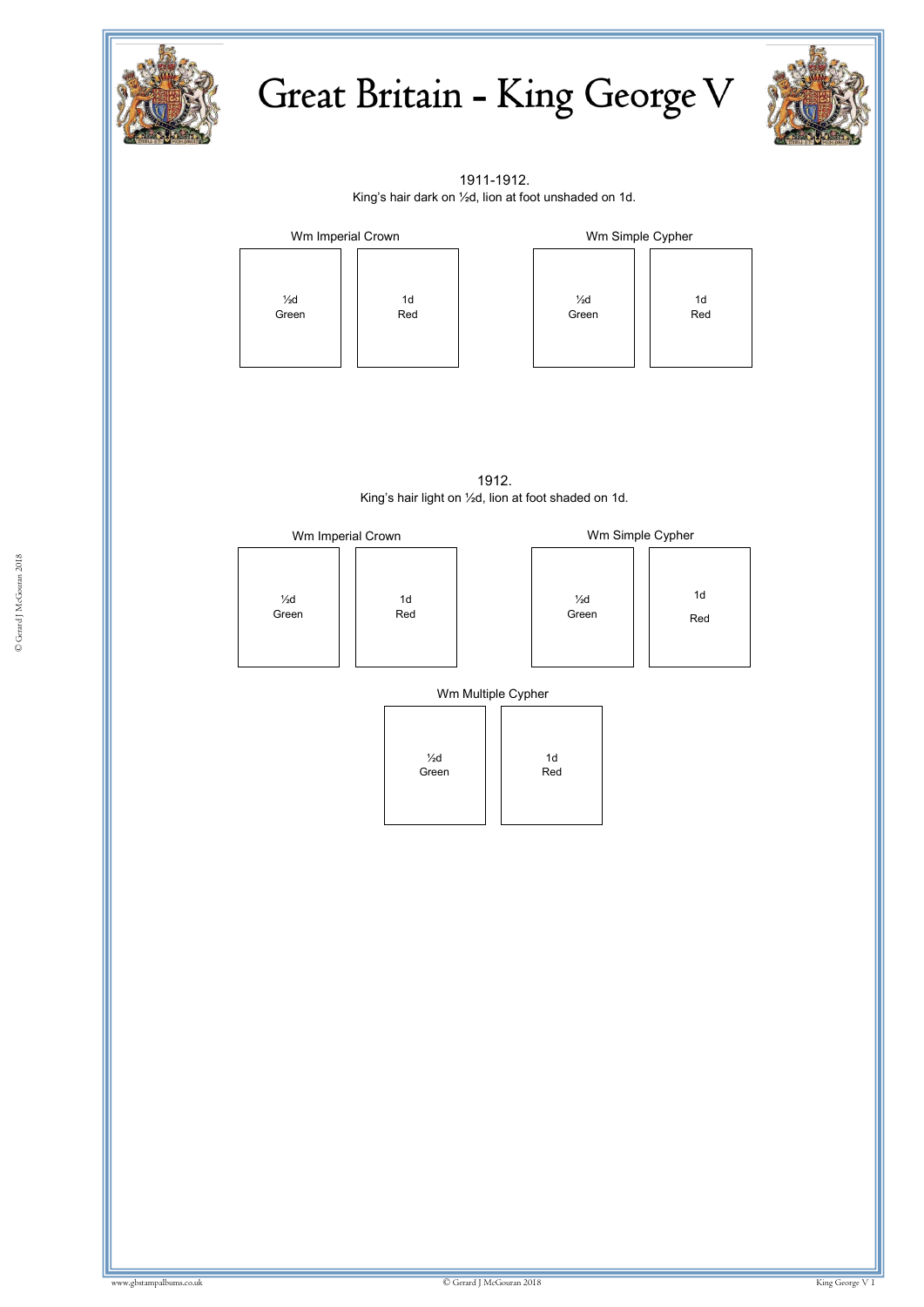# Great Britain - King George V

## 1911-1912.

King's hair dark on ½d, lion at foot unshaded on 1d.

### Wm Imperial Crown

½d Green

1d Red

### Wm Simple Cypher

½d Green

1d Red

## 1912.

King's hair light on ½d, lion at foot shaded on 1d.

### Wm Imperial Crown

½d Green

1d Red

### Wm Simple Cypher

½d Green

1d Red

### Wm Multiple Cypher

½d Green

1d Red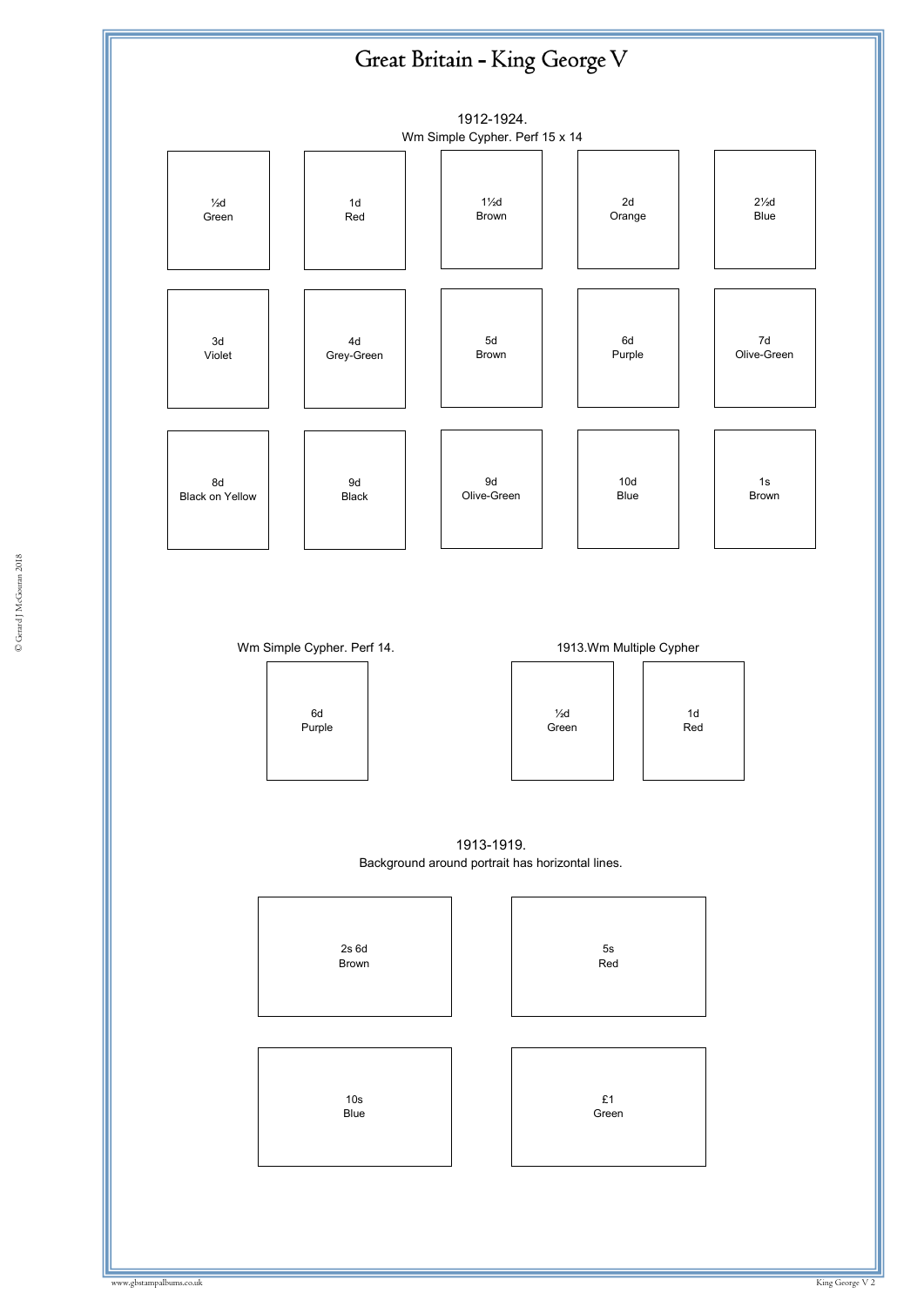# Great Britain - King George V

## 1912-1924.

Wm Simple Cypher. Perf 15 x 14

| | | | | |
|---|---|---|---|---|
| ½d Green | 1d Red | 1½d Brown | 2d Orange | 2½d Blue |
| 3d Violet | 4d Grey-Green | 5d Brown | 6d Purple | 7d Olive-Green |
| 8d Black on Yellow | 9d Black | 9d Olive-Green | 10d Blue | 1s Brown |

Wm Simple Cypher. Perf 14.

6d Purple

1913.Wm Multiple Cypher

½d Green

1d Red

## 1913-1919.

Background around portrait has horizontal lines.

| | |
|---|---|
| 2s 6d Brown | 5s Red |
| 10s Blue | £1 Green |

© Gerard J McGouran 2018

www.gbstampalbums.co.uk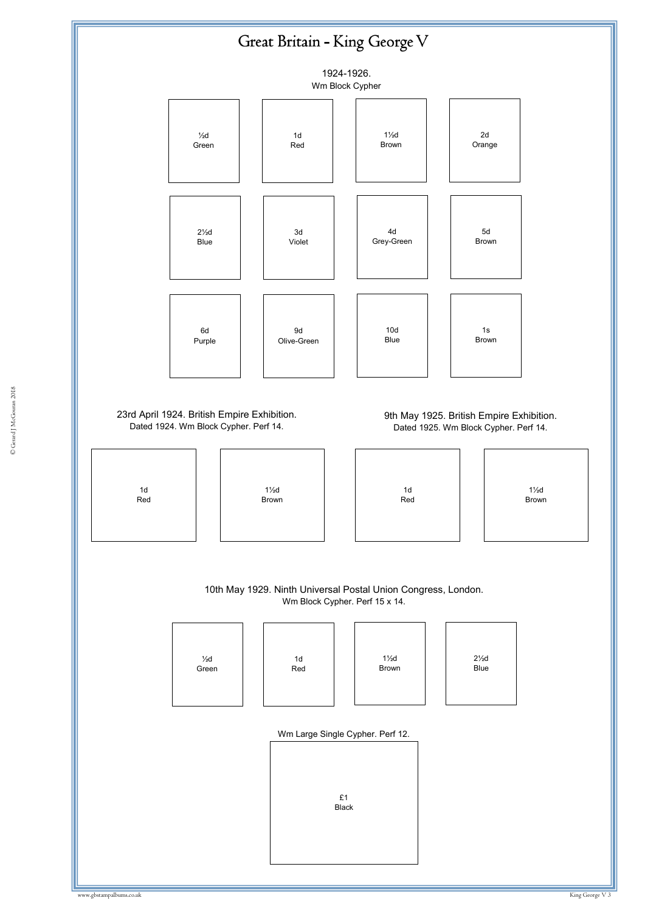# Great Britain - King George V

1924-1926.
Wm Block Cypher

| | | | |
|---|---|---|---|
| ½d Green | 1d Red | 1½d Brown | 2d Orange |
| 2½d Blue | 3d Violet | 4d Grey-Green | 5d Brown |
| 6d Purple | 9d Olive-Green | 10d Blue | 1s Brown |

23rd April 1924. British Empire Exhibition.
Dated 1924. Wm Block Cypher. Perf 14.

| | |
|---|---|
| 1d Red | 1½d Brown |

9th May 1925. British Empire Exhibition.
Dated 1925. Wm Block Cypher. Perf 14.

| | |
|---|---|
| 1d Red | 1½d Brown |

10th May 1929. Ninth Universal Postal Union Congress, London.
Wm Block Cypher. Perf 15 x 14.

| | | | |
|---|---|---|---|
| ½d Green | 1d Red | 1½d Brown | 2½d Blue |

Wm Large Single Cypher. Perf 12.

| |
|---|
| £1 Black |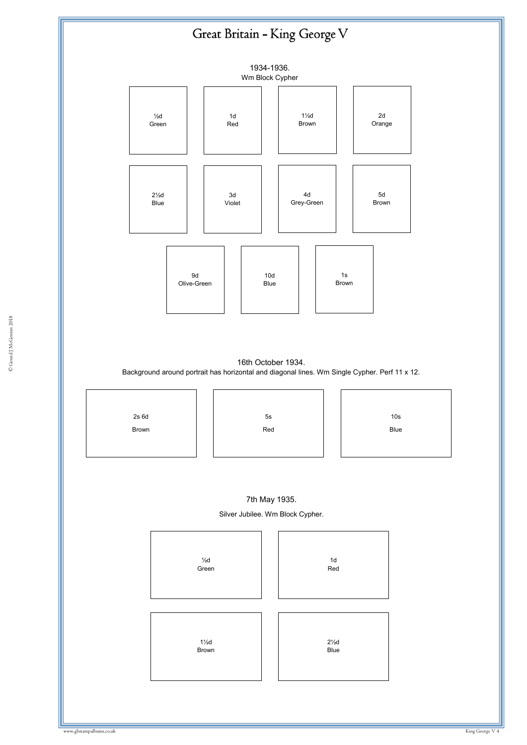# Great Britain - King George V

## 1934-1936.

Wm Block Cypher

| | | | |
|---|---|---|---|
| ½d Green | 1d Red | 1½d Brown | 2d Orange |
| 2½d Blue | 3d Violet | 4d Grey-Green | 5d Brown |
| 9d Olive-Green | 10d Blue | 1s Brown | |

## 16th October 1934.

Background around portrait has horizontal and diagonal lines. Wm Single Cypher. Perf 11 x 12.

| | | |
|---|---|---|
| 2s 6d Brown | 5s Red | 10s Blue |

## 7th May 1935.

Silver Jubilee. Wm Block Cypher.

| | |
|---|---|
| ½d Green | 1d Red |
| 1½d Brown | 2½d Blue |

© Gerard J McGouran 2018

www.gbstampalbums.co.uk